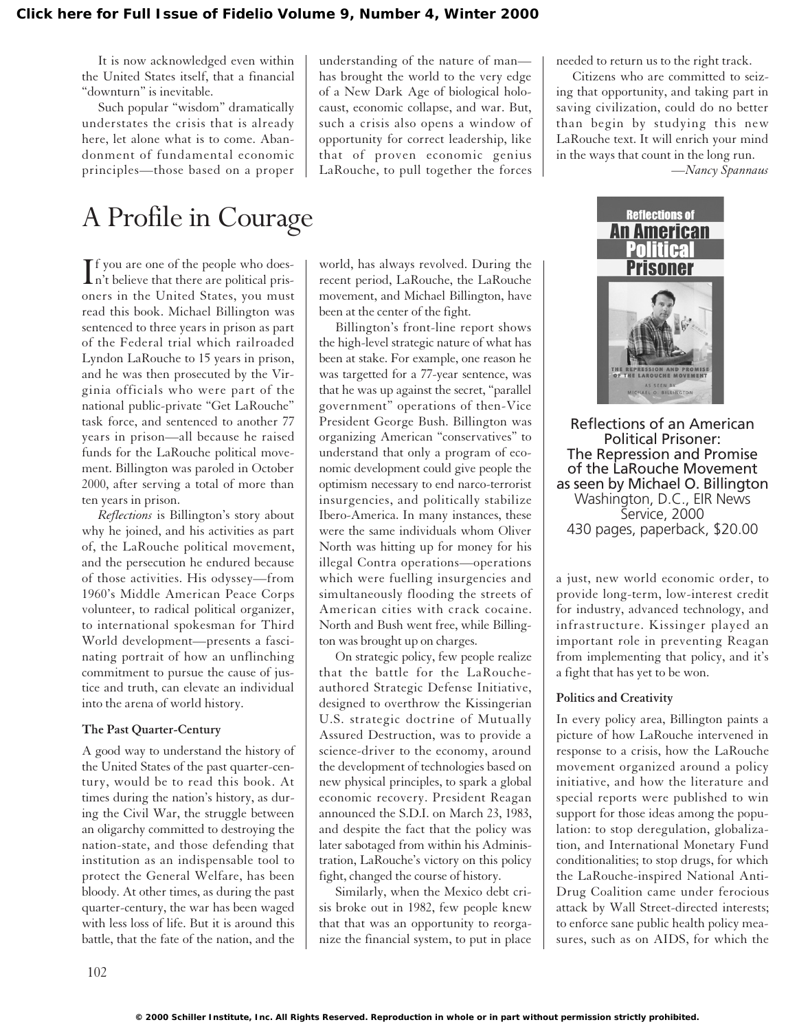It is now acknowledged even within the United States itself, that a financial "downturn" is inevitable.

Such popular "wisdom" dramatically understates the crisis that is already here, let alone what is to come. Abandonment of fundamental economic principles—those based on a proper understanding of the nature of man—has brought the world to the very edge of a New Dark Age of biological holocaust, economic collapse, and war. But, such a crisis also opens a window of opportunity for correct leadership, like that of proven economic genius LaRouche, to pull together the forces needed to return us to the right track.

Citizens who are committed to seizing that opportunity, and taking part in saving civilization, could do no better than begin by studying this new LaRouche text. It will enrich your mind in the ways that count in the long run.

—*Nancy Spannaus*

# A Profile in Courage

**Reflections of an American Political Prisoner: The Repression and Promise of the LaRouche Movement as seen by Michael O. Billington**
Washington, D.C., EIR News Service, 2000
430 pages, paperback, $20.00

If you are one of the people who doesn't believe that there are political prisoners in the United States, you must read this book. Michael Billington was sentenced to three years in prison as part of the Federal trial which railroaded Lyndon LaRouche to 15 years in prison, and he was then prosecuted by the Virginia officials who were part of the national public-private "Get LaRouche" task force, and sentenced to another 77 years in prison—all because he raised funds for the LaRouche political movement. Billington was paroled in October 2000, after serving a total of more than ten years in prison.

*Reflections* is Billington's story about why he joined, and his activities as part of, the LaRouche political movement, and the persecution he endured because of those activities. His odyssey—from 1960's Middle American Peace Corps volunteer, to radical political organizer, to international spokesman for Third World development—presents a fascinating portrait of how an unflinching commitment to pursue the cause of justice and truth, can elevate an individual into the arena of world history.

### The Past Quarter-Century

A good way to understand the history of the United States of the past quarter-century, would be to read this book. At times during the nation's history, as during the Civil War, the struggle between an oligarchy committed to destroying the nation-state, and those defending that institution as an indispensable tool to protect the General Welfare, has been bloody. At other times, as during the past quarter-century, the war has been waged with less loss of life. But it is around this battle, that the fate of the nation, and the world, has always revolved. During the recent period, LaRouche, the LaRouche movement, and Michael Billington, have been at the center of the fight.

Billington's front-line report shows the high-level strategic nature of what has been at stake. For example, one reason he was targetted for a 77-year sentence, was that he was up against the secret, "parallel government" operations of then-Vice President George Bush. Billington was organizing American "conservatives" to understand that only a program of economic development could give people the optimism necessary to end narco-terrorist insurgencies, and politically stabilize Ibero-America. In many instances, these were the same individuals whom Oliver North was hitting up for money for his illegal Contra operations—operations which were fuelling insurgencies and simultaneously flooding the streets of American cities with crack cocaine. North and Bush went free, while Billington was brought up on charges.

On strategic policy, few people realize that the battle for the LaRouche-authored Strategic Defense Initiative, designed to overthrow the Kissingerian U.S. strategic doctrine of Mutually Assured Destruction, was to provide a science-driver to the economy, around the development of technologies based on new physical principles, to spark a global economic recovery. President Reagan announced the S.D.I. on March 23, 1983, and despite the fact that the policy was later sabotaged from within his Administration, LaRouche's victory on this policy fight, changed the course of history.

Similarly, when the Mexico debt crisis broke out in 1982, few people knew that that was an opportunity to reorganize the financial system, to put in place a just, new world economic order, to provide long-term, low-interest credit for industry, advanced technology, and infrastructure. Kissinger played an important role in preventing Reagan from implementing that policy, and it's a fight that has yet to be won.

### Politics and Creativity

In every policy area, Billington paints a picture of how LaRouche intervened in response to a crisis, how the LaRouche movement organized around a policy initiative, and how the literature and special reports were published to win support for those ideas among the population: to stop deregulation, globalization, and International Monetary Fund conditionalities; to stop drugs, for which the LaRouche-inspired National Anti-Drug Coalition came under ferocious attack by Wall Street-directed interests; to enforce sane public health policy measures, such as on AIDS, for which the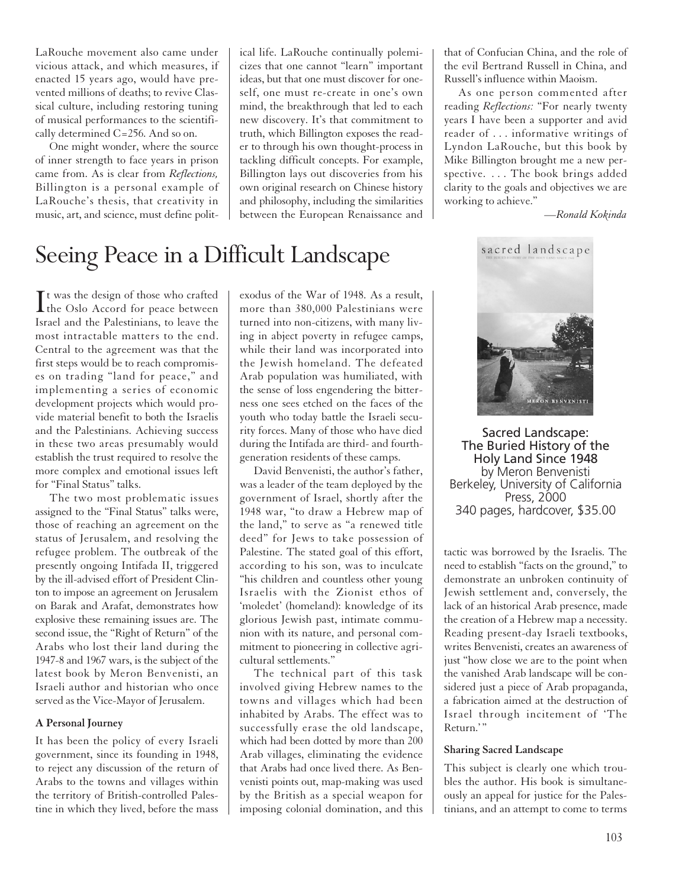LaRouche movement also came under vicious attack, and which measures, if enacted 15 years ago, would have prevented millions of deaths; to revive Classical culture, including restoring tuning of musical performances to the scientifically determined C=256. And so on.

One might wonder, where the source of inner strength to face years in prison came from. As is clear from *Reflections,* Billington is a personal example of LaRouche's thesis, that creativity in music, art, and science, must define political life. LaRouche continually polemicizes that one cannot "learn" important ideas, but that one must discover for oneself, one must re-create in one's own mind, the breakthrough that led to each new discovery. It's that commitment to truth, which Billington exposes the reader to through his own thought-process in tackling difficult concepts. For example, Billington lays out discoveries from his own original research on Chinese history and philosophy, including the similarities between the European Renaissance and that of Confucian China, and the role of the evil Bertrand Russell in China, and Russell's influence within Maoism.

As one person commented after reading *Reflections:* "For nearly twenty years I have been a supporter and avid reader of . . . informative writings of Lyndon LaRouche, but this book by Mike Billington brought me a new perspective. . . . The book brings added clarity to the goals and objectives we are working to achieve."

—*Ronald Kokinda*

# Seeing Peace in a Difficult Landscape

Sacred Landscape: The Buried History of the Holy Land Since 1948
by Meron Benvenisti
Berkeley, University of California Press, 2000
340 pages, hardcover, $35.00

It was the design of those who crafted the Oslo Accord for peace between Israel and the Palestinians, to leave the most intractable matters to the end. Central to the agreement was that the first steps would be to reach compromises on trading "land for peace," and implementing a series of economic development projects which would provide material benefit to both the Israelis and the Palestinians. Achieving success in these two areas presumably would establish the trust required to resolve the more complex and emotional issues left for "Final Status" talks.

The two most problematic issues assigned to the "Final Status" talks were, those of reaching an agreement on the status of Jerusalem, and resolving the refugee problem. The outbreak of the presently ongoing Intifada II, triggered by the ill-advised effort of President Clinton to impose an agreement on Jerusalem on Barak and Arafat, demonstrates how explosive these remaining issues are. The second issue, the "Right of Return" of the Arabs who lost their land during the 1947-8 and 1967 wars, is the subject of the latest book by Meron Benvenisti, an Israeli author and historian who once served as the Vice-Mayor of Jerusalem.

**A Personal Journey**

It has been the policy of every Israeli government, since its founding in 1948, to reject any discussion of the return of Arabs to the towns and villages within the territory of British-controlled Palestine in which they lived, before the mass exodus of the War of 1948. As a result, more than 380,000 Palestinians were turned into non-citizens, with many living in abject poverty in refugee camps, while their land was incorporated into the Jewish homeland. The defeated Arab population was humiliated, with the sense of loss engendering the bitterness one sees etched on the faces of the youth who today battle the Israeli security forces. Many of those who have died during the Intifada are third- and fourth-generation residents of these camps.

David Benvenisti, the author's father, was a leader of the team deployed by the government of Israel, shortly after the 1948 war, "to draw a Hebrew map of the land," to serve as "a renewed title deed" for Jews to take possession of Palestine. The stated goal of this effort, according to his son, was to inculcate "his children and countless other young Israelis with the Zionist ethos of 'moledet' (homeland): knowledge of its glorious Jewish past, intimate communion with its nature, and personal commitment to pioneering in collective agricultural settlements."

The technical part of this task involved giving Hebrew names to the towns and villages which had been inhabited by Arabs. The effect was to successfully erase the old landscape, which had been dotted by more than 200 Arab villages, eliminating the evidence that Arabs had once lived there. As Benvenisti points out, map-making was used by the British as a special weapon for imposing colonial domination, and this tactic was borrowed by the Israelis. The need to establish "facts on the ground," to demonstrate an unbroken continuity of Jewish settlement and, conversely, the lack of an historical Arab presence, made the creation of a Hebrew map a necessity. Reading present-day Israeli textbooks, writes Benvenisti, creates an awareness of just "how close we are to the point when the vanished Arab landscape will be considered just a piece of Arab propaganda, a fabrication aimed at the destruction of Israel through incitement of 'The Return.'"

**Sharing Sacred Landscape**

This subject is clearly one which troubles the author. His book is simultaneously an appeal for justice for the Palestinians, and an attempt to come to terms